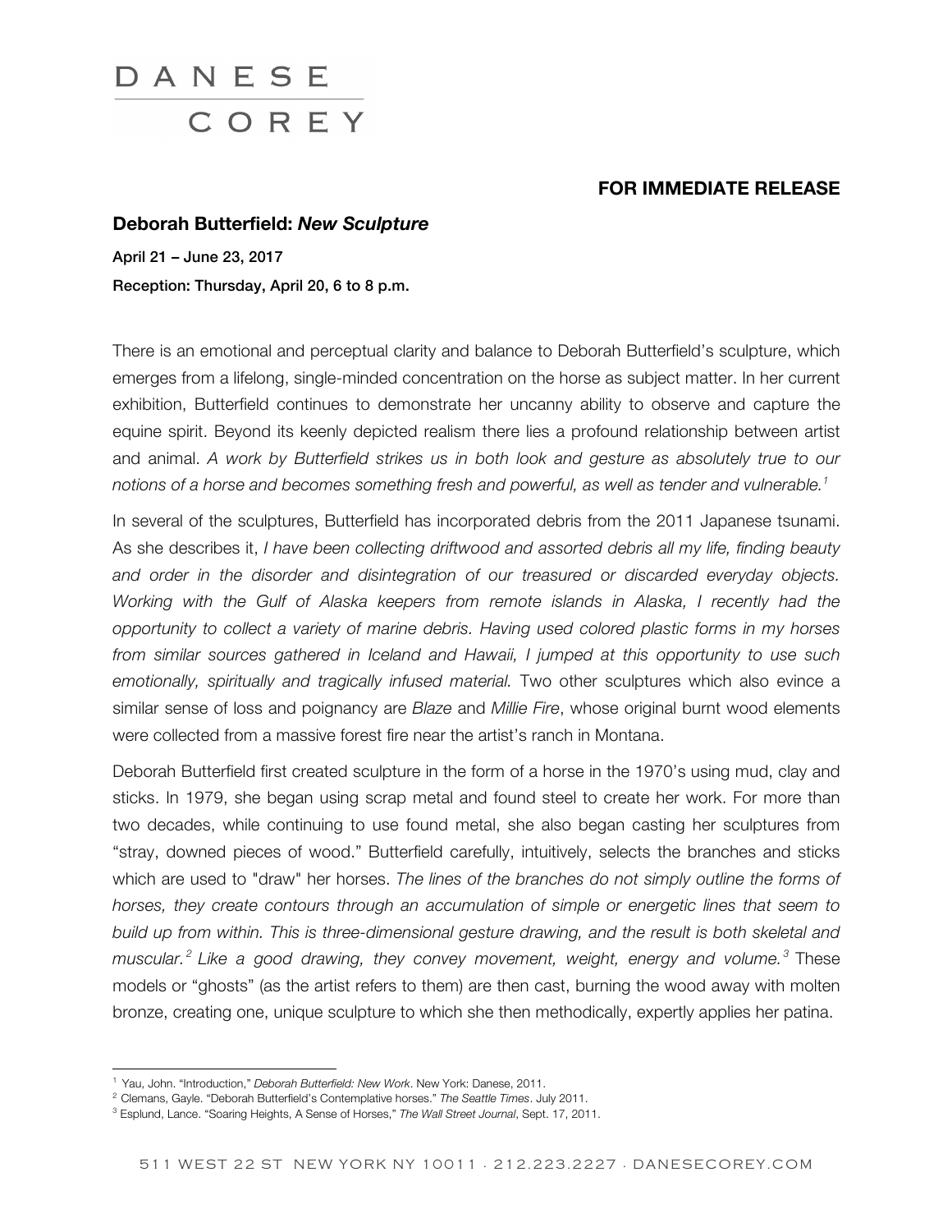DANESE COREY

**FOR IMMEDIATE RELEASE**

## Deborah Butterfield: *New Sculpture*

**April 21 – June 23, 2017**

**Reception: Thursday, April 20, 6 to 8 p.m.**

There is an emotional and perceptual clarity and balance to Deborah Butterfield's sculpture, which emerges from a lifelong, single-minded concentration on the horse as subject matter. In her current exhibition, Butterfield continues to demonstrate her uncanny ability to observe and capture the equine spirit. Beyond its keenly depicted realism there lies a profound relationship between artist and animal. *A work by Butterfield strikes us in both look and gesture as absolutely true to our notions of a horse and becomes something fresh and powerful, as well as tender and vulnerable.*[1]

In several of the sculptures, Butterfield has incorporated debris from the 2011 Japanese tsunami. As she describes it, *I have been collecting driftwood and assorted debris all my life, finding beauty and order in the disorder and disintegration of our treasured or discarded everyday objects. Working with the Gulf of Alaska keepers from remote islands in Alaska, I recently had the opportunity to collect a variety of marine debris. Having used colored plastic forms in my horses from similar sources gathered in Iceland and Hawaii, I jumped at this opportunity to use such emotionally, spiritually and tragically infused material.* Two other sculptures which also evince a similar sense of loss and poignancy are *Blaze* and *Millie Fire*, whose original burnt wood elements were collected from a massive forest fire near the artist's ranch in Montana.

Deborah Butterfield first created sculpture in the form of a horse in the 1970's using mud, clay and sticks. In 1979, she began using scrap metal and found steel to create her work. For more than two decades, while continuing to use found metal, she also began casting her sculptures from "stray, downed pieces of wood." Butterfield carefully, intuitively, selects the branches and sticks which are used to "draw" her horses. *The lines of the branches do not simply outline the forms of horses, they create contours through an accumulation of simple or energetic lines that seem to build up from within. This is three-dimensional gesture drawing, and the result is both skeletal and muscular.*[2] *Like a good drawing, they convey movement, weight, energy and volume.*[3] These models or "ghosts" (as the artist refers to them) are then cast, burning the wood away with molten bronze, creating one, unique sculpture to which she then methodically, expertly applies her patina.

---

[1] Yau, John. "Introduction," *Deborah Butterfield: New Work*. New York: Danese, 2011.

[2] Clemans, Gayle. "Deborah Butterfield's Contemplative horses." *The Seattle Times*. July 2011.

[3] Esplund, Lance. "Soaring Heights, A Sense of Horses," *The Wall Street Journal*, Sept. 17, 2011.

511 WEST 22 ST NEW YORK NY 10011 · 212.223.2227 · DANESECOREY.COM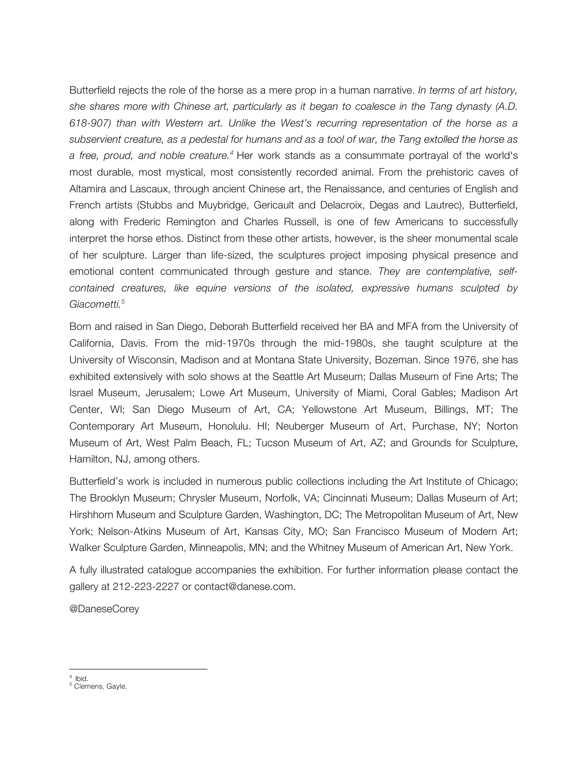Butterfield rejects the role of the horse as a mere prop in a human narrative. *In terms of art history, she shares more with Chinese art, particularly as it began to coalesce in the Tang dynasty (A.D. 618-907) than with Western art. Unlike the West's recurring representation of the horse as a subservient creature, as a pedestal for humans and as a tool of war, the Tang extolled the horse as a free, proud, and noble creature.*[4] Her work stands as a consummate portrayal of the world's most durable, most mystical, most consistently recorded animal. From the prehistoric caves of Altamira and Lascaux, through ancient Chinese art, the Renaissance, and centuries of English and French artists (Stubbs and Muybridge, Gericault and Delacroix, Degas and Lautrec), Butterfield, along with Frederic Remington and Charles Russell, is one of few Americans to successfully interpret the horse ethos. Distinct from these other artists, however, is the sheer monumental scale of her sculpture. Larger than life-sized, the sculptures project imposing physical presence and emotional content communicated through gesture and stance. *They are contemplative, self-contained creatures, like equine versions of the isolated, expressive humans sculpted by Giacometti.*[5]

Born and raised in San Diego, Deborah Butterfield received her BA and MFA from the University of California, Davis. From the mid-1970s through the mid-1980s, she taught sculpture at the University of Wisconsin, Madison and at Montana State University, Bozeman. Since 1976, she has exhibited extensively with solo shows at the Seattle Art Museum; Dallas Museum of Fine Arts; The Israel Museum, Jerusalem; Lowe Art Museum, University of Miami, Coral Gables; Madison Art Center, WI; San Diego Museum of Art, CA; Yellowstone Art Museum, Billings, MT; The Contemporary Art Museum, Honolulu. HI; Neuberger Museum of Art, Purchase, NY; Norton Museum of Art, West Palm Beach, FL; Tucson Museum of Art, AZ; and Grounds for Sculpture, Hamilton, NJ, among others.

Butterfield's work is included in numerous public collections including the Art Institute of Chicago; The Brooklyn Museum; Chrysler Museum, Norfolk, VA; Cincinnati Museum; Dallas Museum of Art; Hirshhorn Museum and Sculpture Garden, Washington, DC; The Metropolitan Museum of Art, New York; Nelson-Atkins Museum of Art, Kansas City, MO; San Francisco Museum of Modern Art; Walker Sculpture Garden, Minneapolis, MN; and the Whitney Museum of American Art, New York.

A fully illustrated catalogue accompanies the exhibition. For further information please contact the gallery at 212-223-2227 or contact@danese.com.

@DaneseCorey

---

[4] Ibid.

[5] Clemens, Gayle.